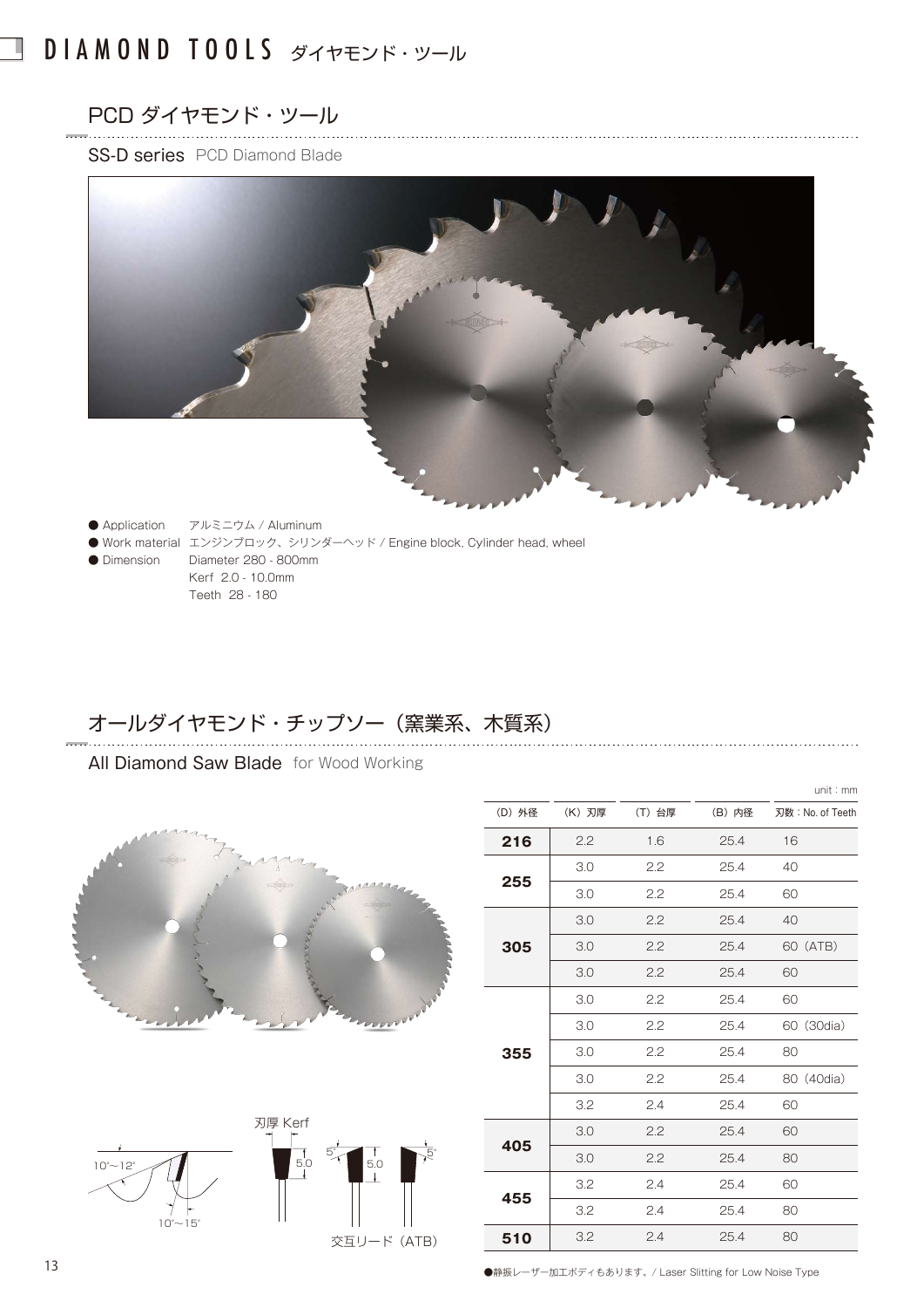# DIAMOND TOOLS ダイヤモンド・ツール

## PCD ダイヤモンド・ツール

### SS-D series PCD Diamond Blade

- Application　アルミニウム / Aluminum
- Work material　エンジンブロック、シリンダーヘッド / Engine block, Cylinder head, wheel
- Dimension　Diameter 280 - 800mm
  Kerf 2.0 - 10.0mm
  Teeth 28 - 180

## オールダイヤモンド・チップソー（窯業系、木質系）

### All Diamond Saw Blade for Wood Working

unit : mm

| (D) 外径 | (K) 刃厚 | (T) 台厚 | (B) 内径 | 刃数 : No. of Teeth |
|---|---|---|---|---|
| **216** | 2.2 | 1.6 | 25.4 | 16 |
| **255** | 3.0 | 2.2 | 25.4 | 40 |
| | 3.0 | 2.2 | 25.4 | 60 |
| **305** | 3.0 | 2.2 | 25.4 | 40 |
| | 3.0 | 2.2 | 25.4 | 60 (ATB) |
| | 3.0 | 2.2 | 25.4 | 60 |
| **355** | 3.0 | 2.2 | 25.4 | 60 |
| | 3.0 | 2.2 | 25.4 | 60 (30dia) |
| | 3.0 | 2.2 | 25.4 | 80 |
| | 3.0 | 2.2 | 25.4 | 80 (40dia) |
| | 3.2 | 2.4 | 25.4 | 60 |
| **405** | 3.0 | 2.2 | 25.4 | 60 |
| | 3.0 | 2.2 | 25.4 | 80 |
| **455** | 3.2 | 2.4 | 25.4 | 60 |
| | 3.2 | 2.4 | 25.4 | 80 |
| **510** | 3.2 | 2.4 | 25.4 | 80 |

10°〜12°　10°〜15°　刃厚 Kerf　5.0　5°　5.0　5°

交互リード（ATB）

●静振レーザー加工ボディもあります。/ Laser Slitting for Low Noise Type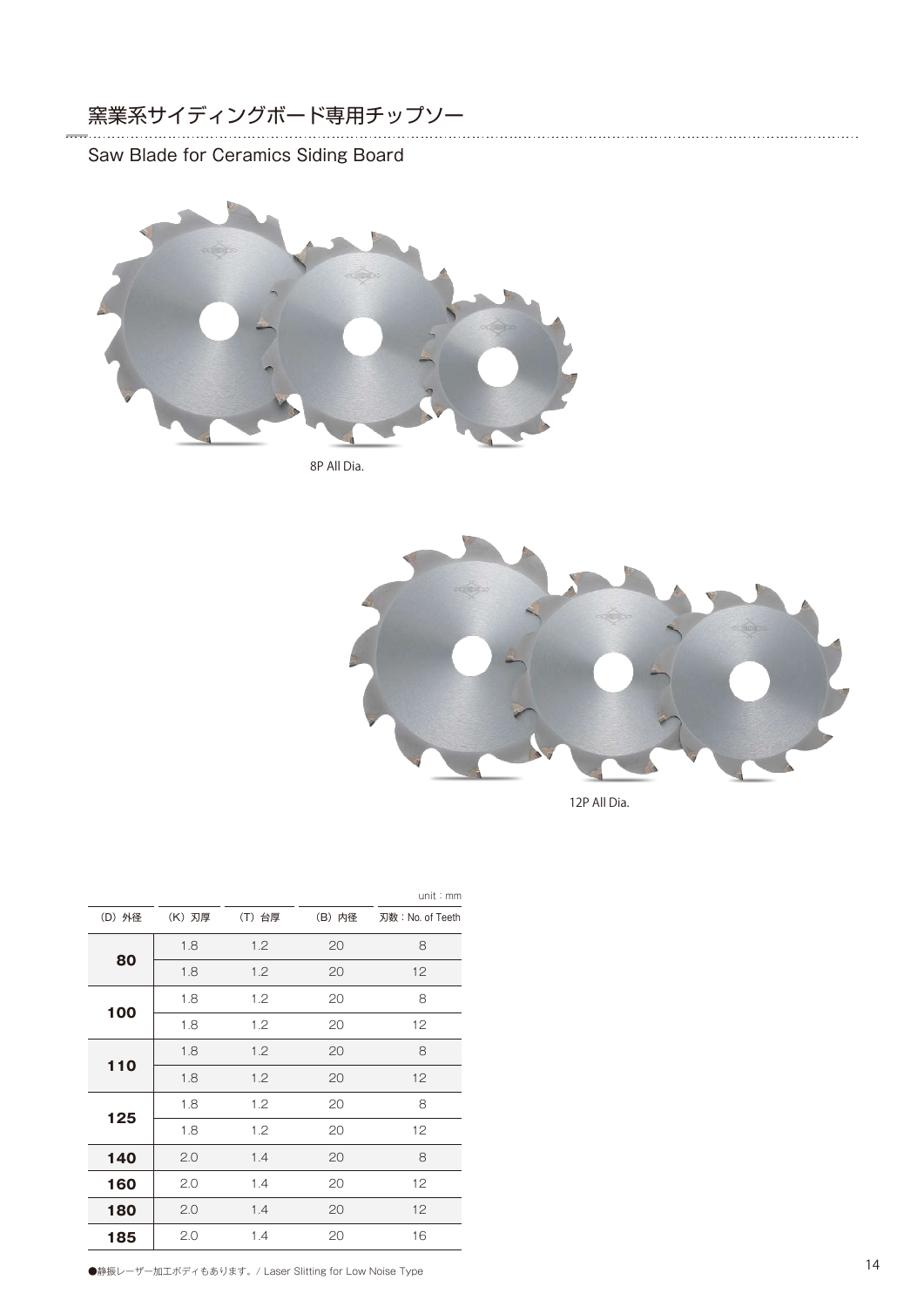# 窯業系サイディングボード専用チップソー

## Saw Blade for Ceramics Siding Board

8P All Dia.

12P All Dia.

unit：mm

| (D) 外径 | (K) 刃厚 | (T) 台厚 | (B) 内径 | 刃数：No. of Teeth |
|---|---|---|---|---|
| **80** | 1.8 | 1.2 | 20 | 8 |
| | 1.8 | 1.2 | 20 | 12 |
| **100** | 1.8 | 1.2 | 20 | 8 |
| | 1.8 | 1.2 | 20 | 12 |
| **110** | 1.8 | 1.2 | 20 | 8 |
| | 1.8 | 1.2 | 20 | 12 |
| **125** | 1.8 | 1.2 | 20 | 8 |
| | 1.8 | 1.2 | 20 | 12 |
| **140** | 2.0 | 1.4 | 20 | 8 |
| **160** | 2.0 | 1.4 | 20 | 12 |
| **180** | 2.0 | 1.4 | 20 | 12 |
| **185** | 2.0 | 1.4 | 20 | 16 |

●静振レーザー加工ボディもあります。/ Laser Slitting for Low Noise Type